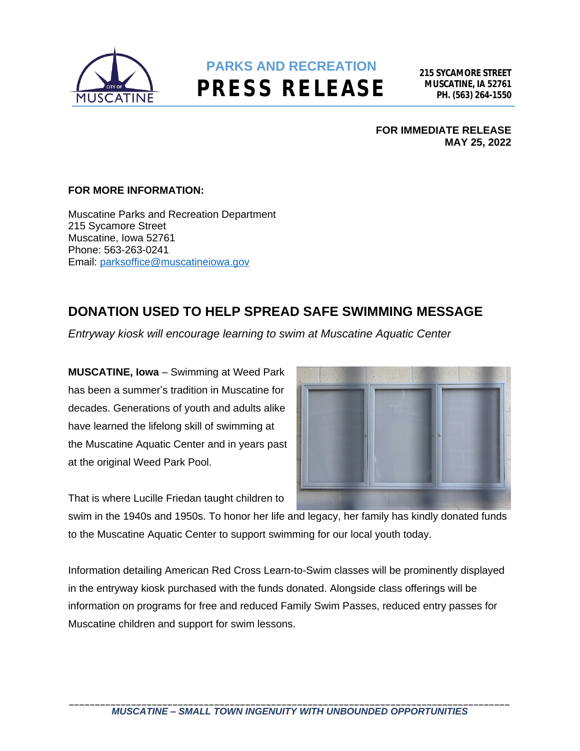PARKS AND RECREATION

# PRESS RELEASE

**215 SYCAMORE STREET**
**MUSCATINE, IA 52761**
**PH. (563) 264-1550**

**FOR IMMEDIATE RELEASE**
**MAY 25, 2022**

**FOR MORE INFORMATION:**

Muscatine Parks and Recreation Department
215 Sycamore Street
Muscatine, Iowa 52761
Phone: 563-263-0241
Email: parksoffice@muscatineiowa.gov

## DONATION USED TO HELP SPREAD SAFE SWIMMING MESSAGE

*Entryway kiosk will encourage learning to swim at Muscatine Aquatic Center*

**MUSCATINE, Iowa** – Swimming at Weed Park has been a summer's tradition in Muscatine for decades. Generations of youth and adults alike have learned the lifelong skill of swimming at the Muscatine Aquatic Center and in years past at the original Weed Park Pool.

That is where Lucille Friedan taught children to swim in the 1940s and 1950s. To honor her life and legacy, her family has kindly donated funds to the Muscatine Aquatic Center to support swimming for our local youth today.

Information detailing American Red Cross Learn-to-Swim classes will be prominently displayed in the entryway kiosk purchased with the funds donated. Alongside class offerings will be information on programs for free and reduced Family Swim Passes, reduced entry passes for Muscatine children and support for swim lessons.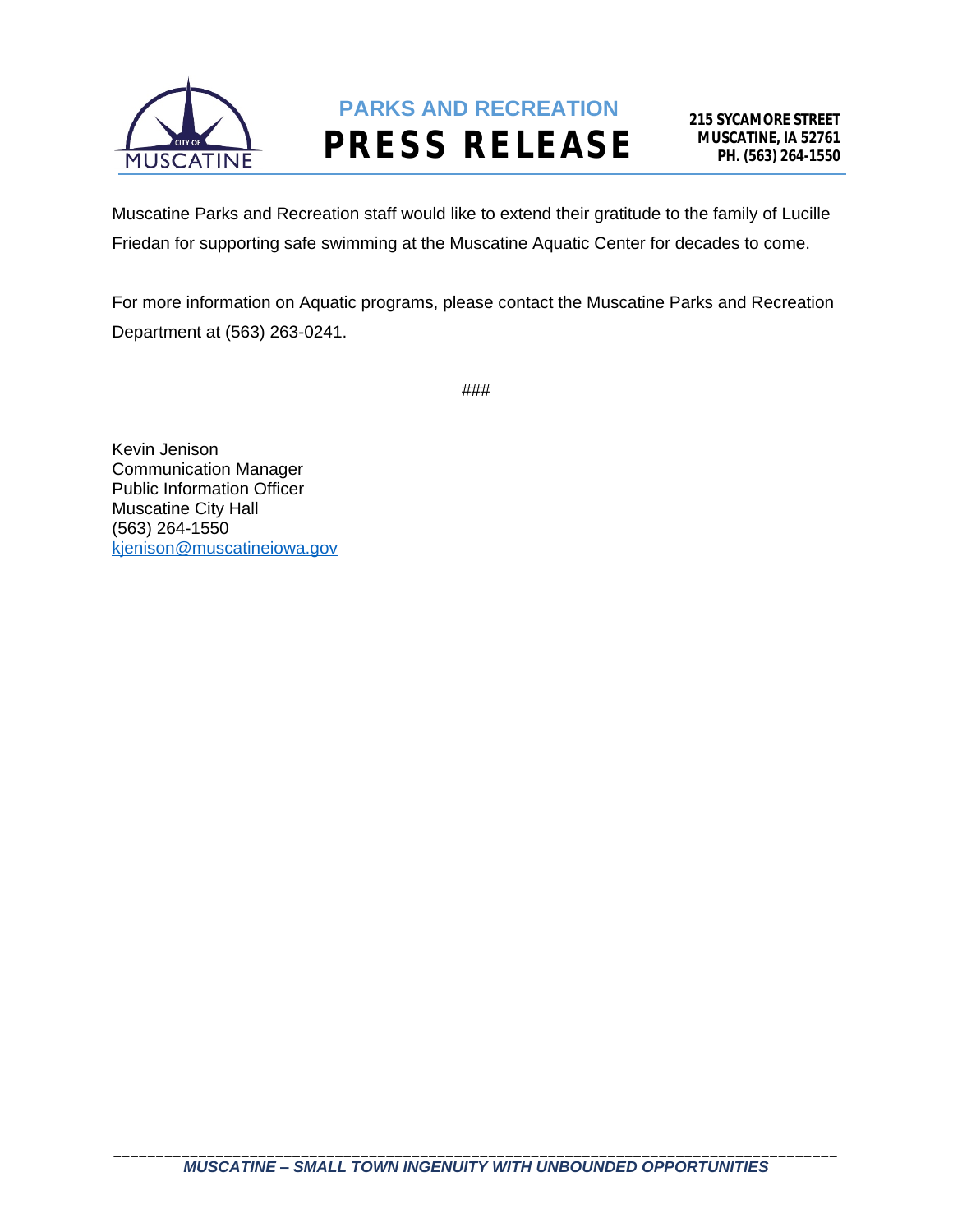Muscatine Parks and Recreation staff would like to extend their gratitude to the family of Lucille Friedan for supporting safe swimming at the Muscatine Aquatic Center for decades to come.

For more information on Aquatic programs, please contact the Muscatine Parks and Recreation Department at (563) 263-0241.

###

Kevin Jenison
Communication Manager
Public Information Officer
Muscatine City Hall
(563) 264-1550
kjenison@muscatineiowa.gov